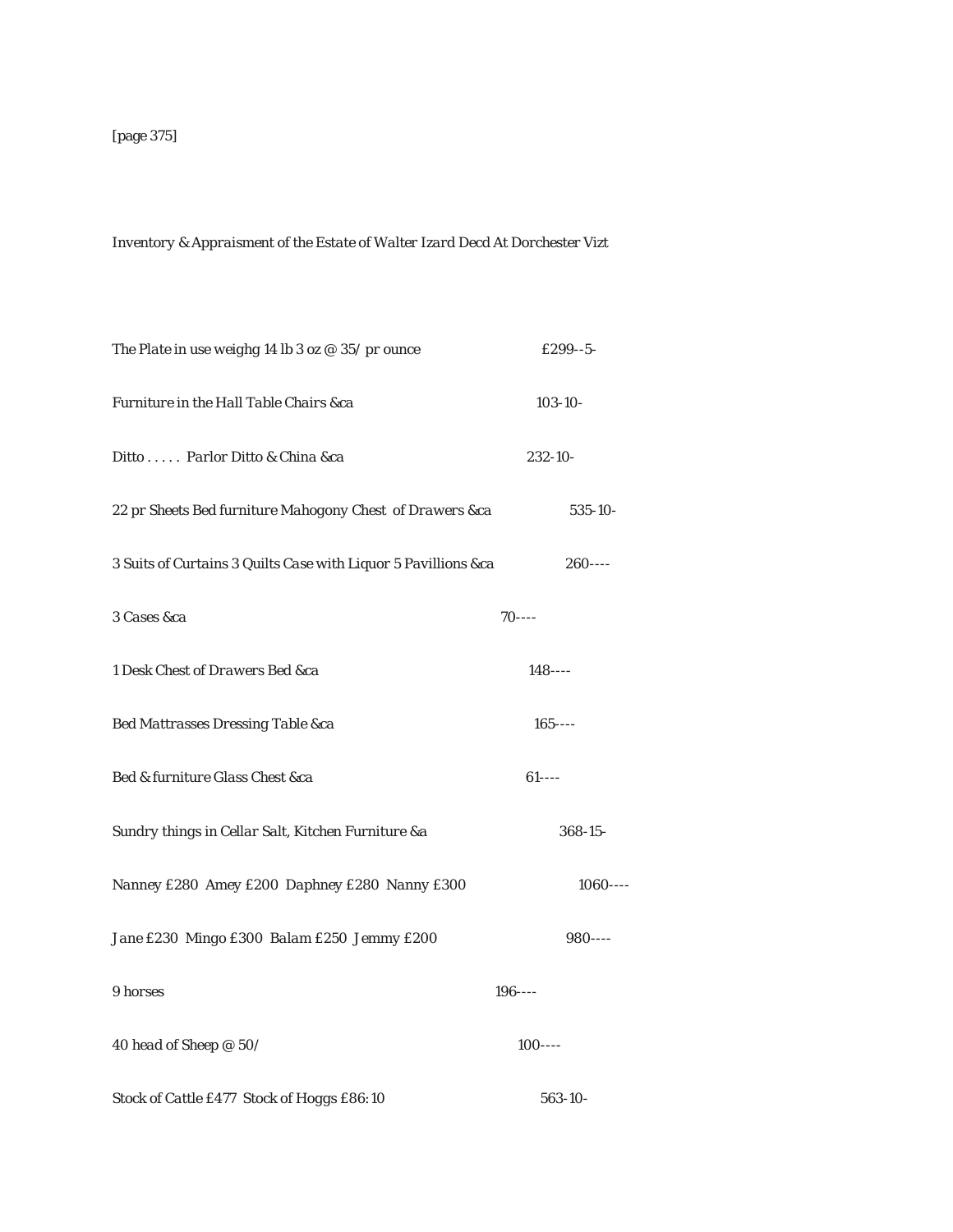[page 375]

*Inventory & Appraisment of the Estate of Walter Izard Decd At Dorchester Vizt*

| | |
|---|---|
| *The Plate in use weighg 14 lb 3 oz @ 35/ pr ounce* | £299--5- |
| *Furniture in the Hall Table Chairs &ca* | 103-10- |
| *Ditto . . . . . Parlor Ditto & China &ca* | 232-10- |
| *22 pr Sheets Bed furniture Mahogony Chest of Drawers &ca* | 535-10- |
| *3 Suits of Curtains 3 Quilts Case with Liquor 5 Pavillions &ca* | 260---- |
| *3 Cases &ca* | 70---- |
| *1 Desk Chest of Drawers Bed &ca* | 148---- |
| *Bed Mattrasses Dressing Table &ca* | 165---- |
| *Bed & furniture Glass Chest &ca* | 61---- |
| *Sundry things in Cellar Salt, Kitchen Furniture &a* | 368-15- |
| *Nanney £280 Amey £200 Daphney £280 Nanny £300* | 1060---- |
| *Jane £230 Mingo £300 Balam £250 Jemmy £200* | 980---- |
| *9 horses* | 196---- |
| *40 head of Sheep @ 50/* | 100---- |
| *Stock of Cattle £477 Stock of Hoggs £86:10* | 563-10- |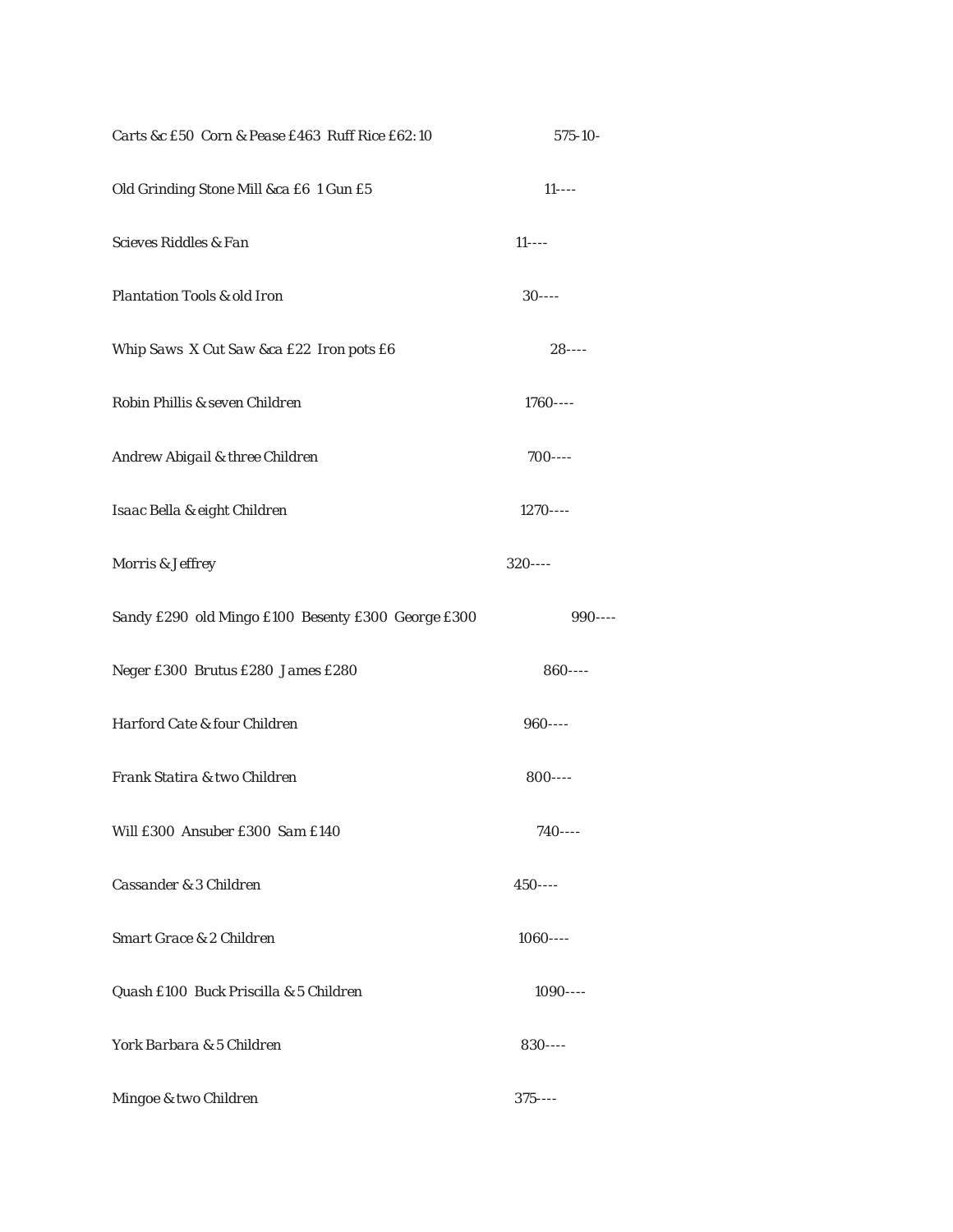| | |
|---|---|
| Carts &c £50  Corn & Pease £463  Ruff Rice £62: 10 | 575-10- |
| Old Grinding Stone Mill &ca £6  1 Gun £5 | 11---- |
| Scieves Riddles & Fan | 11---- |
| Plantation Tools & old Iron | 30---- |
| Whip Saws  X Cut Saw &ca £22  Iron pots £6 | 28---- |
| Robin Phillis & seven Children | 1760---- |
| Andrew Abigail & three Children | 700---- |
| Isaac Bella & eight Children | 1270---- |
| Morris & Jeffrey | 320---- |
| Sandy £290  old Mingo £100  Besenty £300  George £300 | 990---- |
| Neger £300  Brutus £280  James £280 | 860---- |
| Harford Cate & four Children | 960---- |
| Frank Statira & two Children | 800---- |
| Will £300  Ansuber £300  Sam £140 | 740---- |
| Cassander & 3 Children | 450---- |
| Smart Grace & 2 Children | 1060---- |
| Quash £100  Buck Priscilla & 5 Children | 1090---- |
| York Barbara & 5 Children | 830---- |
| Mingoe & two Children | 375---- |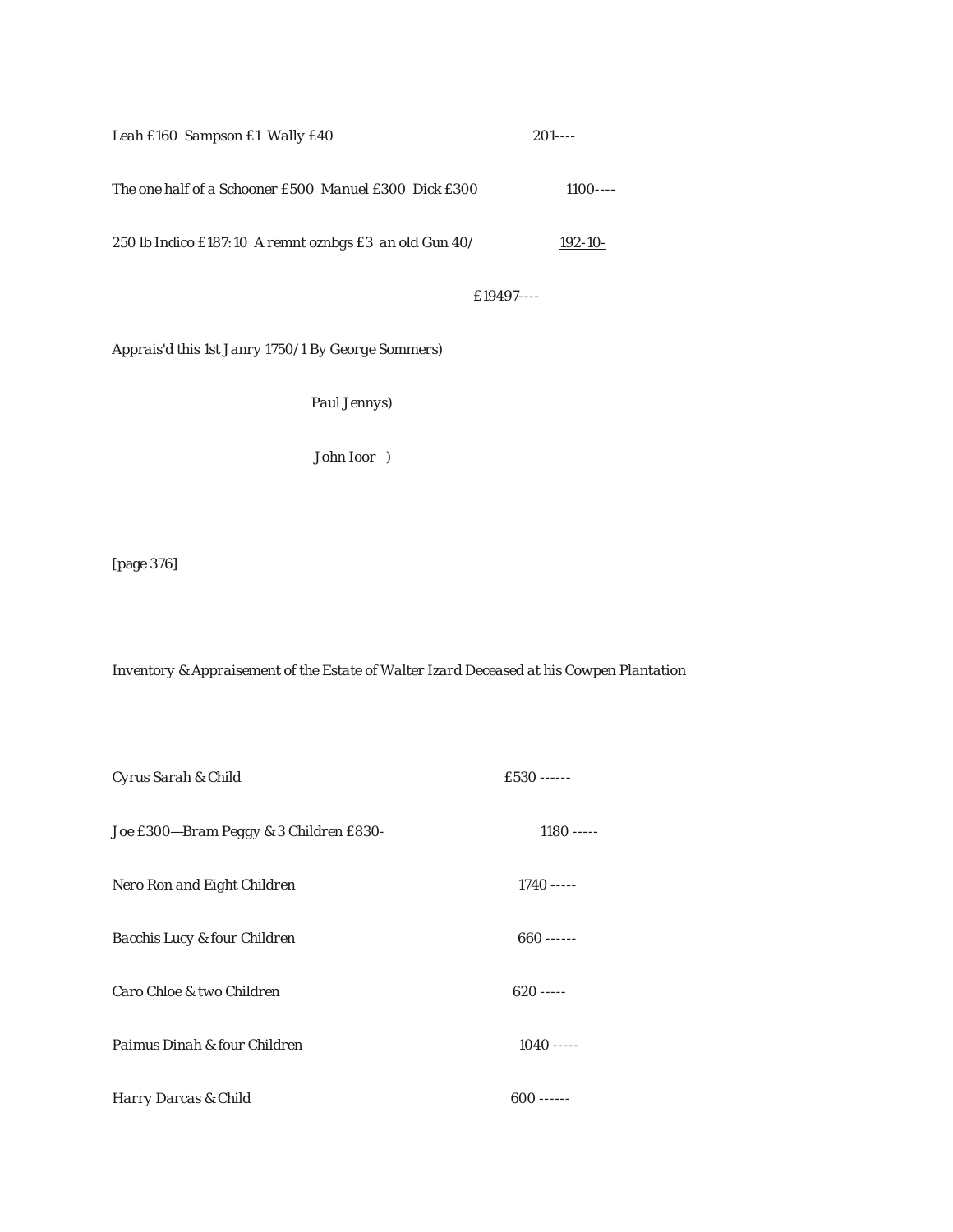*Leah £160  Sampson £1  Wally £40*  201----

*The one half of a Schooner £500  Manuel £300  Dick £300*  1100----

*250 lb Indico £187: 10  A remnt oznbgs £3  an old Gun 40/*  192-10-

£19497----

*Apprais'd this 1st Janry 1750/1 By George Sommers)*

*Paul Jennys)*

*John Ioor  )*

[page 376]

*Inventory & Appraisement of the Estate of Walter Izard Deceased at his Cowpen Plantation*

*Cyrus Sarah & Child*  £530 ------

*Joe £300—Bram Peggy & 3 Children £830-*  1180 -----

*Nero Ron and Eight Children*  1740 -----

*Bacchis Lucy & four Children*  660 ------

*Caro Chloe & two Children*  620 -----

*Paimus Dinah & four Children*  1040 -----

*Harry Darcas & Child*  600 ------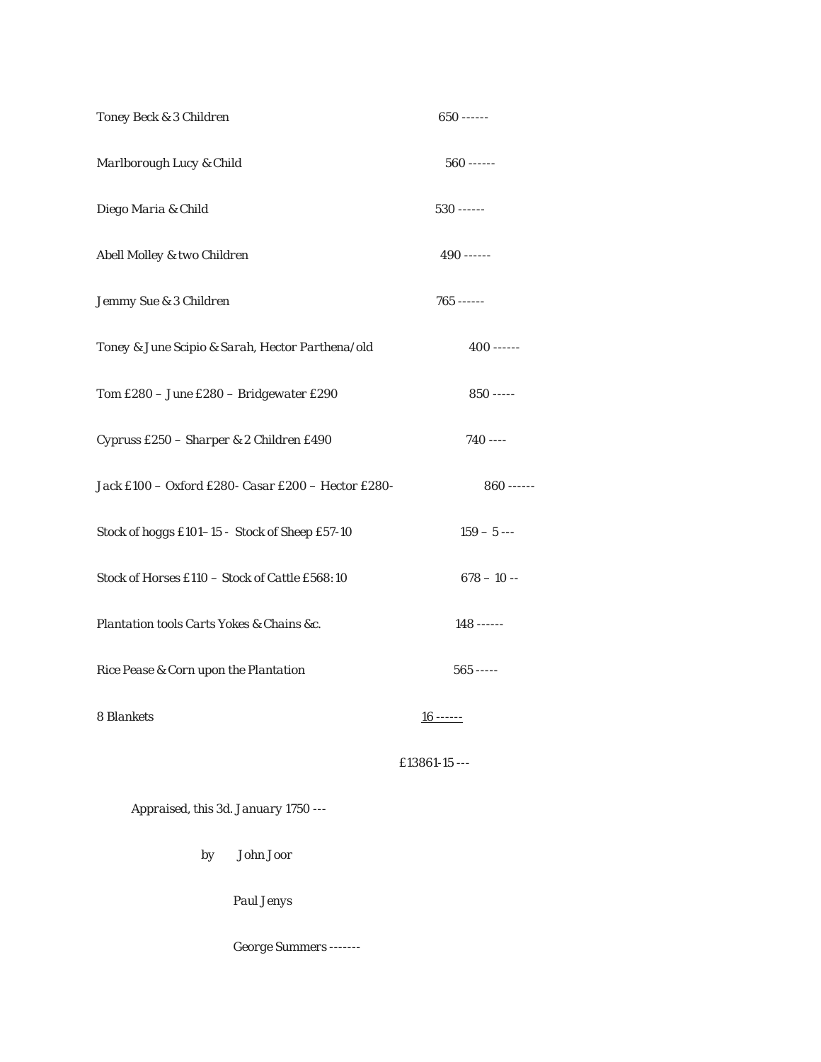| | |
|---|---|
| *Toney Beck & 3 Children* | *650 ------* |
| *Marlborough Lucy & Child* | *560 ------* |
| *Diego Maria & Child* | *530 ------* |
| *Abell Molley & two Children* | *490 ------* |
| *Jemmy Sue & 3 Children* | *765 ------* |
| *Toney & June Scipio & Sarah, Hector Parthena/old* | *400 ------* |
| *Tom £280 – June £280 – Bridgewater £290* | *850 -----* |
| *Cypruss £250 – Sharper & 2 Children £490* | *740 ----* |
| *Jack £100 – Oxford £280- Casar £200 – Hector £280-* | *860 ------* |
| *Stock of hoggs £101–15 - Stock of Sheep £57-10* | *159 – 5 ---* |
| *Stock of Horses £110 – Stock of Cattle £568: 10* | *678 – 10 --* |
| *Plantation tools Carts Yokes & Chains &c.* | *148 ------* |
| *Rice Pease & Corn upon the Plantation* | *565 -----* |
| *8 Blankets* | *16 ------* |
| | *£13861-15 ---* |

*Appraised, this 3d. January 1750 ---*

*by John Joor*

*Paul Jenys*

*George Summers -------*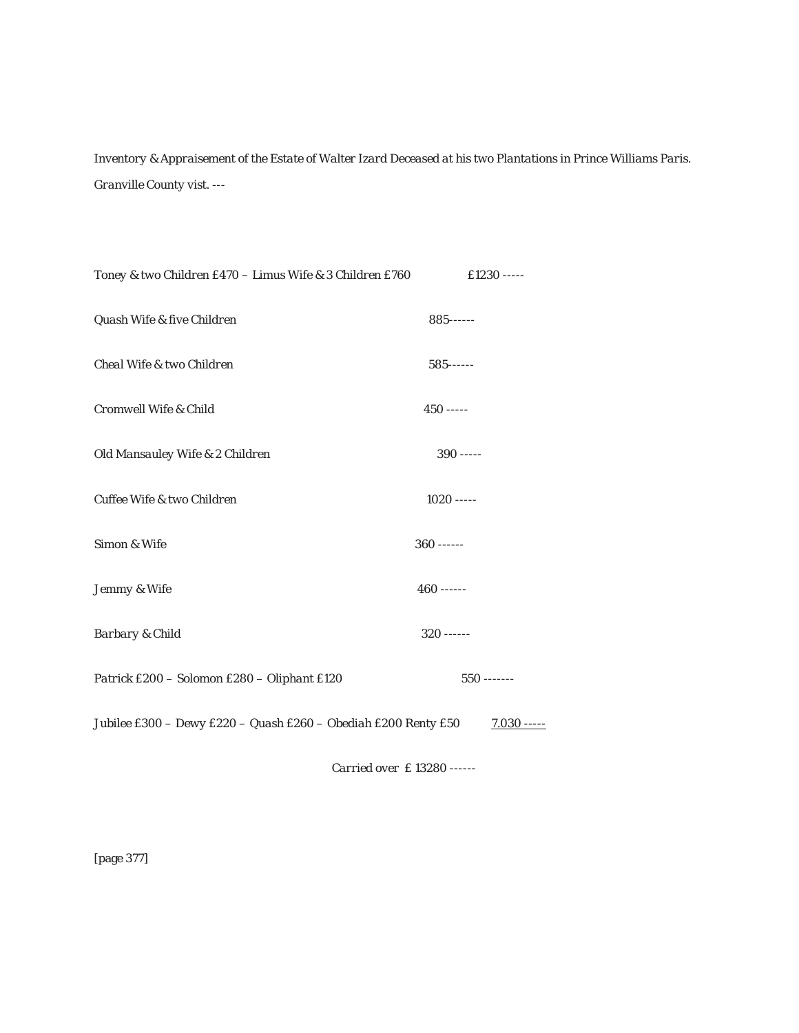*Inventory & Appraisement of the Estate of Walter Izard Deceased at his two Plantations in Prince Williams Paris. Granville County vist. ---*

| | |
|---|---|
| *Toney & two Children £470 – Limus Wife & 3 Children £760* | *£1230 -----* |
| *Quash Wife & five Children* | *885------* |
| *Cheal Wife & two Children* | *585------* |
| *Cromwell Wife & Child* | *450 -----* |
| *Old Mansauley Wife & 2 Children* | *390 -----* |
| *Cuffee Wife & two Children* | *1020 -----* |
| *Simon & Wife* | *360 ------* |
| *Jemmy & Wife* | *460 ------* |
| *Barbary & Child* | *320 ------* |
| *Patrick £200 – Solomon £280 – Oliphant £120* | *550 -------* |
| *Jubilee £300 – Dewy £220 – Quash £260 – Obediah £200 Renty £50* | *7.030 -----* |

*Carried over £ 13280 ------*

[page 377]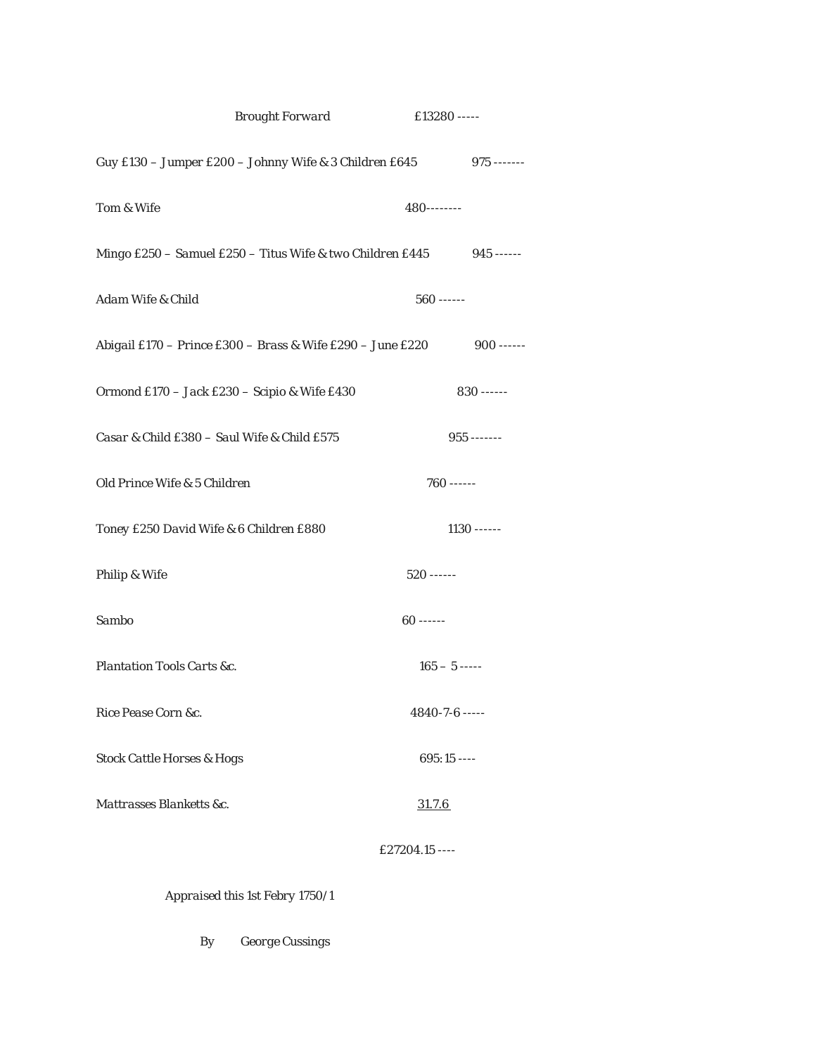Brought Forward £13280 -----

| | |
|---|---|
| Guy £130 – Jumper £200 – Johnny Wife & 3 Children £645 | 975 ------- |
| Tom & Wife | 480-------- |
| Mingo £250 – Samuel £250 – Titus Wife & two Children £445 | 945 ------ |
| Adam Wife & Child | 560 ------ |
| Abigail £170 – Prince £300 – Brass & Wife £290 – June £220 | 900 ------ |
| Ormond £170 – Jack £230 – Scipio & Wife £430 | 830 ------ |
| Casar & Child £380 – Saul Wife & Child £575 | 955 ------- |
| Old Prince Wife & 5 Children | 760 ------ |
| Toney £250 David Wife & 6 Children £880 | 1130 ------ |
| Philip & Wife | 520 ------ |
| Sambo | 60 ------ |
| Plantation Tools Carts &c. | 165 – 5 ----- |
| Rice Pease Corn &c. | 4840-7-6 ----- |
| Stock Cattle Horses & Hogs | 695: 15 ---- |
| Mattrasses Blanketts &c. | 31.7.6 |
| | £27204.15 ---- |

Appraised this 1st Febry 1750/1

By George Cussings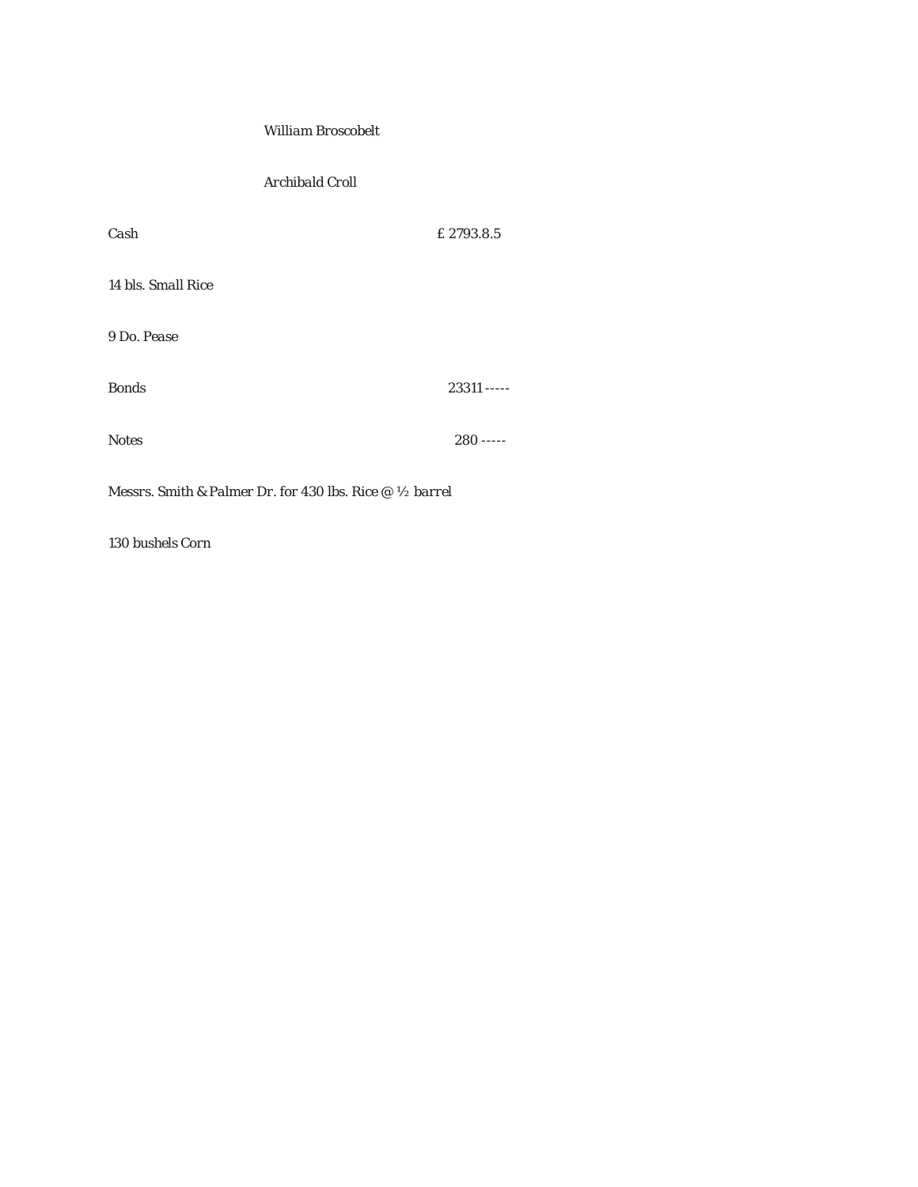*William Broscobelt*

*Archibald Croll*

| | |
|---|---|
| Cash | £ 2793.8.5 |
| *14 bls. Small Rice* | |
| *9 Do. Pease* | |
| Bonds | 23311 ----- |
| Notes | 280 ----- |

*Messrs. Smith & Palmer Dr. for 430 lbs. Rice @ ½ barrel*

*130 bushels Corn*